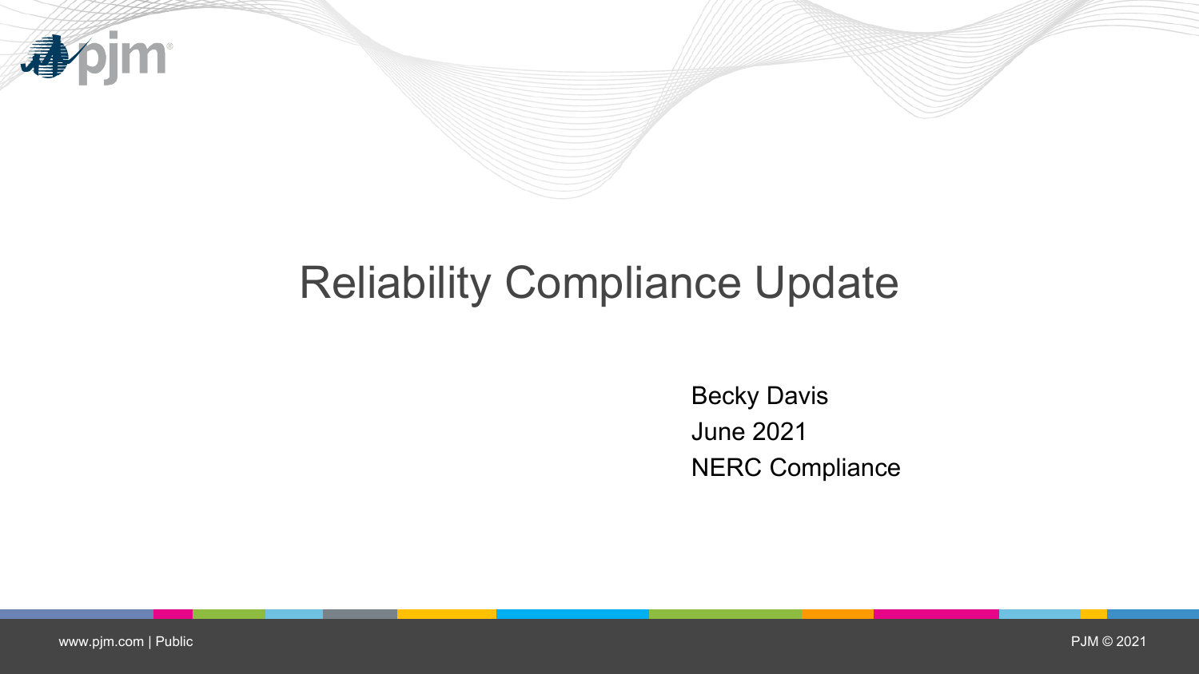# Reliability Compliance Update

Becky Davis
June 2021
NERC Compliance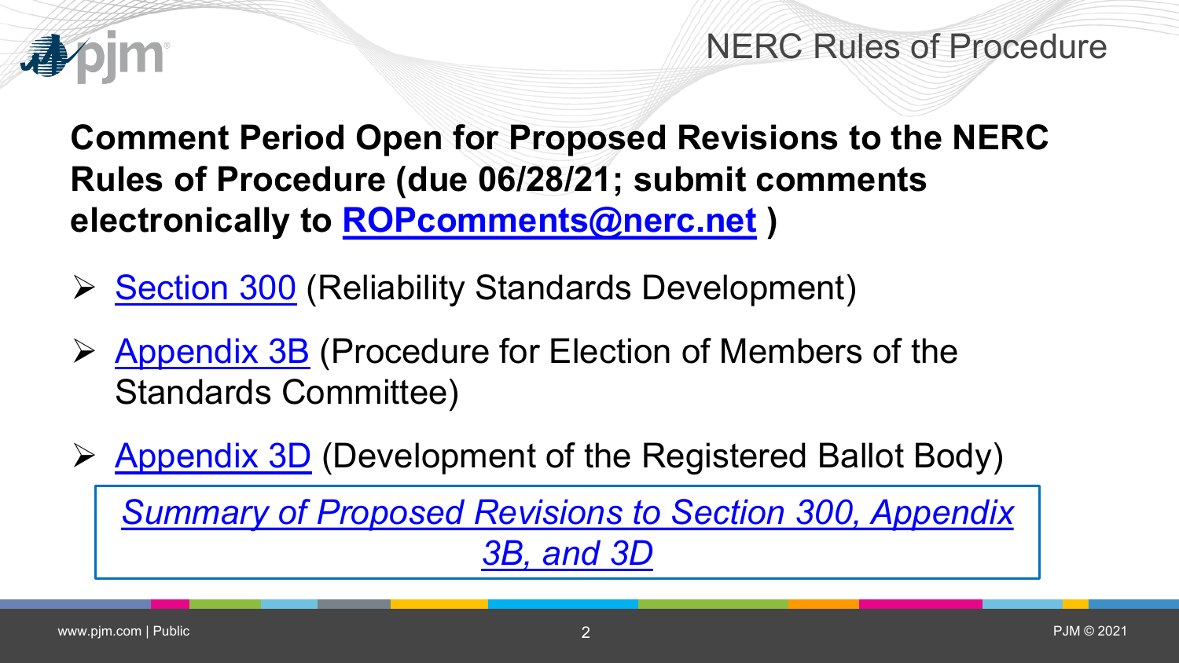# NERC Rules of Procedure

**Comment Period Open for Proposed Revisions to the NERC Rules of Procedure (due 06/28/21; submit comments electronically to ROPcomments@nerc.net )**

- Section 300 (Reliability Standards Development)
- Appendix 3B (Procedure for Election of Members of the Standards Committee)
- Appendix 3D (Development of the Registered Ballot Body)

*Summary of Proposed Revisions to Section 300, Appendix 3B, and 3D*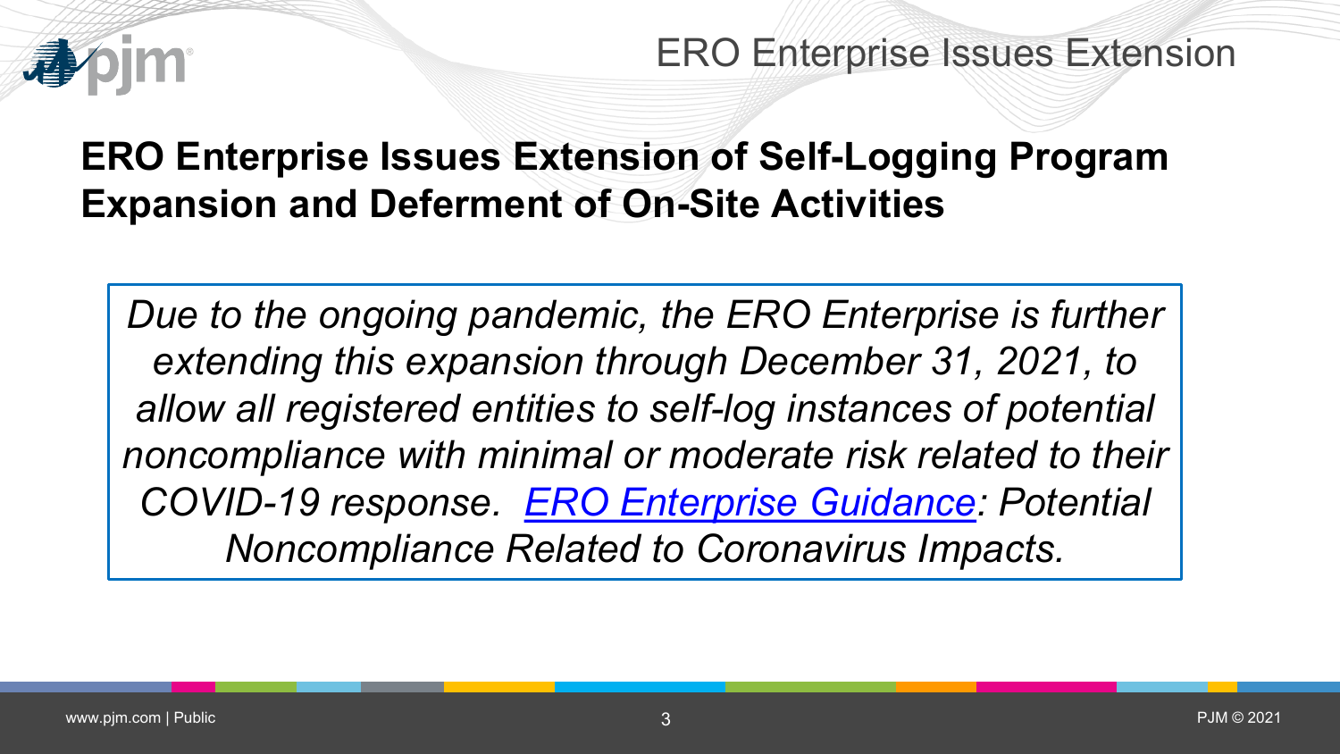# ERO Enterprise Issues Extension of Self-Logging Program Expansion and Deferment of On-Site Activities

*Due to the ongoing pandemic, the ERO Enterprise is further extending this expansion through December 31, 2021, to allow all registered entities to self-log instances of potential noncompliance with minimal or moderate risk related to their COVID-19 response. ERO Enterprise Guidance: Potential Noncompliance Related to Coronavirus Impacts.*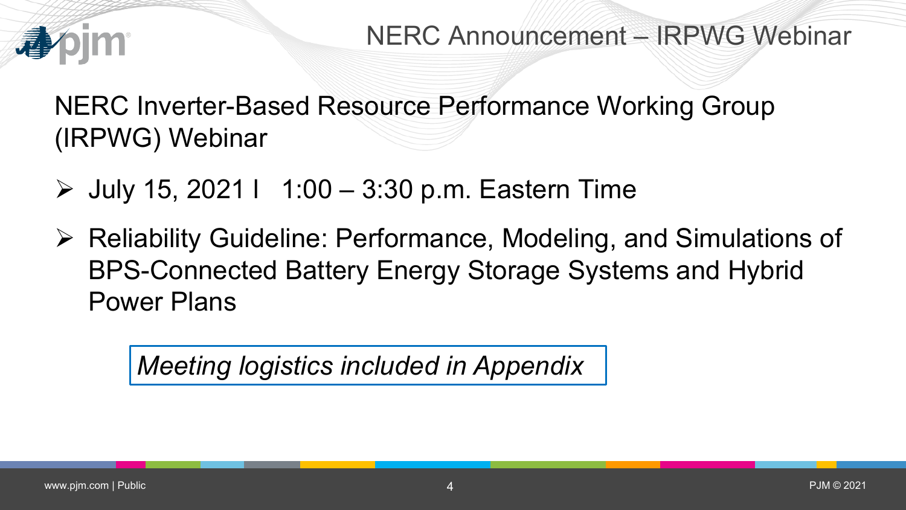# NERC Announcement – IRPWG Webinar

NERC Inverter-Based Resource Performance Working Group (IRPWG) Webinar

- July 15, 2021 l 1:00 – 3:30 p.m. Eastern Time
- Reliability Guideline: Performance, Modeling, and Simulations of BPS-Connected Battery Energy Storage Systems and Hybrid Power Plans

*Meeting logistics included in Appendix*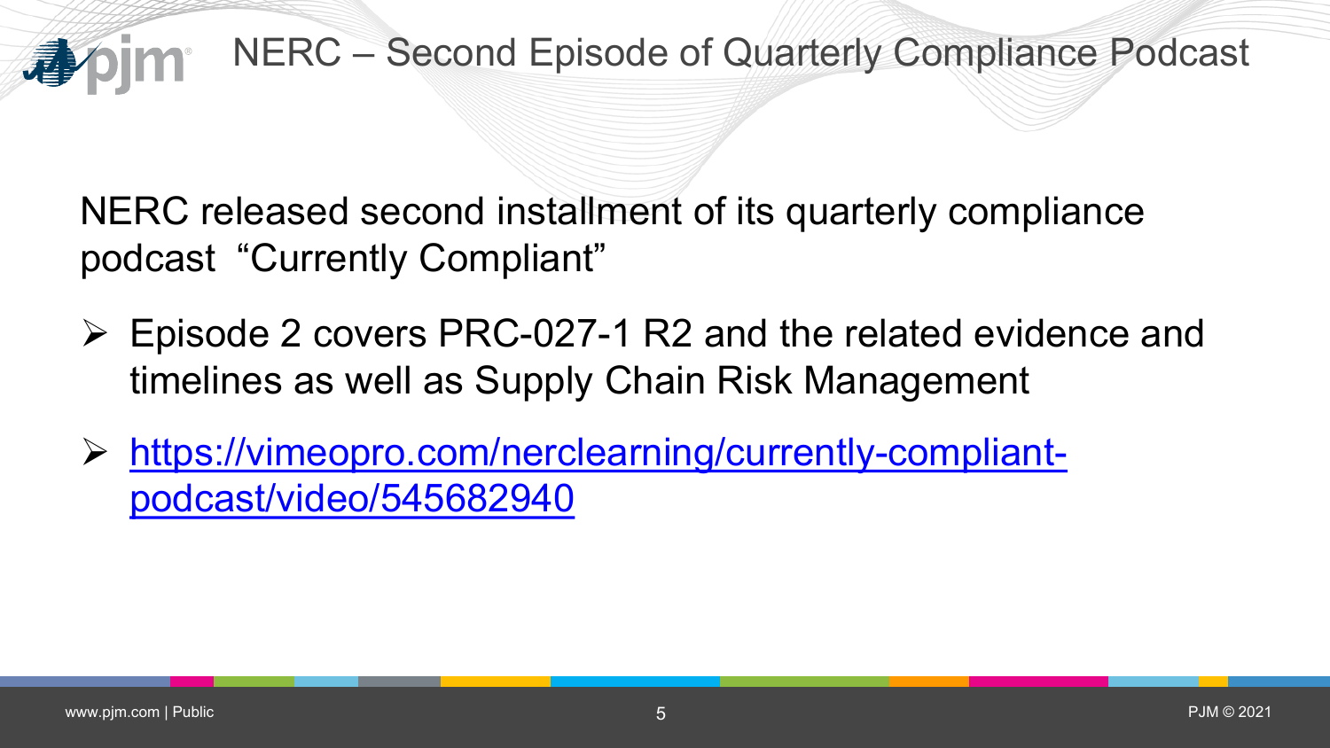# NERC – Second Episode of Quarterly Compliance Podcast

NERC released second installment of its quarterly compliance podcast "Currently Compliant"

- Episode 2 covers PRC-027-1 R2 and the related evidence and timelines as well as Supply Chain Risk Management
- [https://vimeopro.com/nerclearning/currently-compliant-podcast/video/545682940](https://vimeopro.com/nerclearning/currently-compliant-podcast/video/545682940)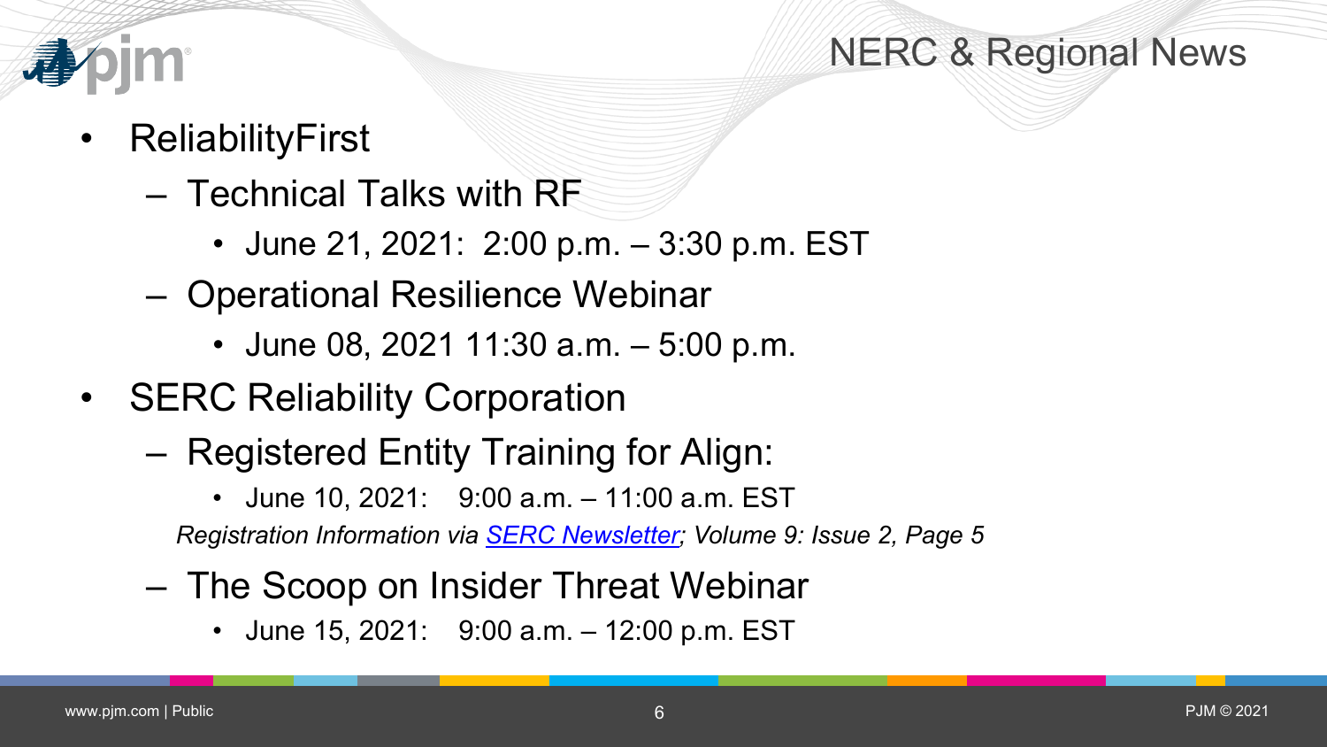# NERC & Regional News

- ReliabilityFirst
  - Technical Talks with RF
    - June 21, 2021: 2:00 p.m. – 3:30 p.m. EST
  - Operational Resilience Webinar
    - June 08, 2021 11:30 a.m. – 5:00 p.m.
- SERC Reliability Corporation
  - Registered Entity Training for Align:
    - June 10, 2021: 9:00 a.m. – 11:00 a.m. EST

    *Registration Information via SERC Newsletter; Volume 9: Issue 2, Page 5*
  - The Scoop on Insider Threat Webinar
    - June 15, 2021: 9:00 a.m. – 12:00 p.m. EST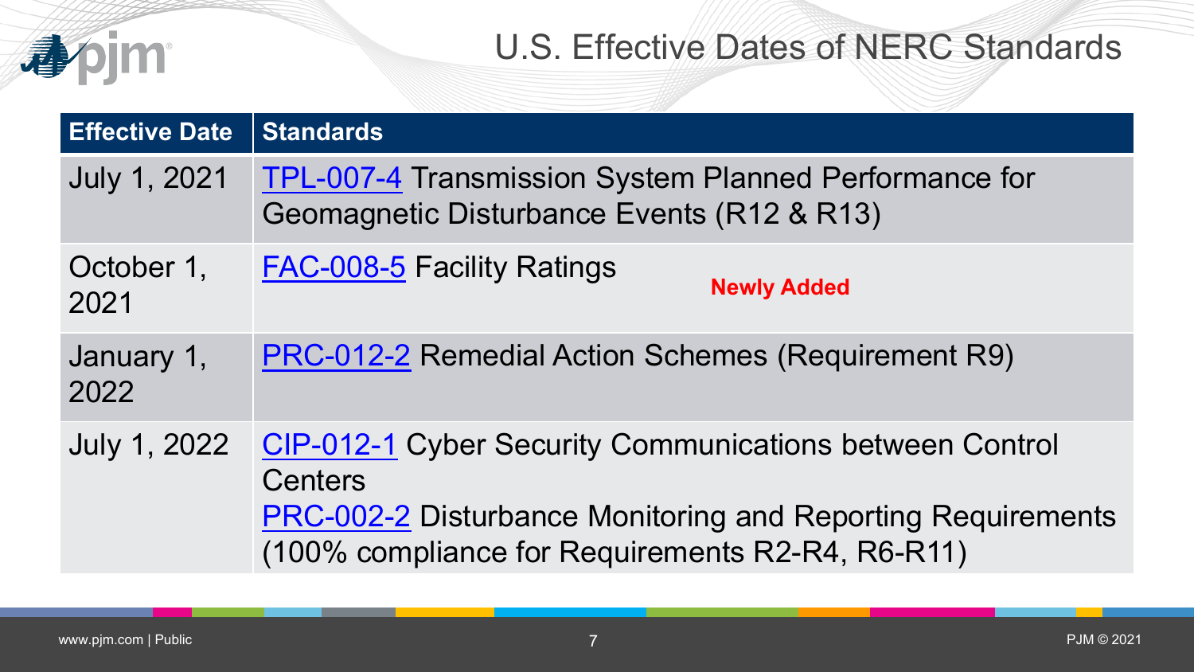# U.S. Effective Dates of NERC Standards

| Effective Date | Standards |
|---|---|
| July 1, 2021 | TPL-007-4 Transmission System Planned Performance for Geomagnetic Disturbance Events (R12 & R13) |
| October 1, 2021 | FAC-008-5 Facility Ratings **Newly Added** |
| January 1, 2022 | PRC-012-2 Remedial Action Schemes (Requirement R9) |
| July 1, 2022 | CIP-012-1 Cyber Security Communications between Control Centers<br>PRC-002-2 Disturbance Monitoring and Reporting Requirements (100% compliance for Requirements R2-R4, R6-R11) |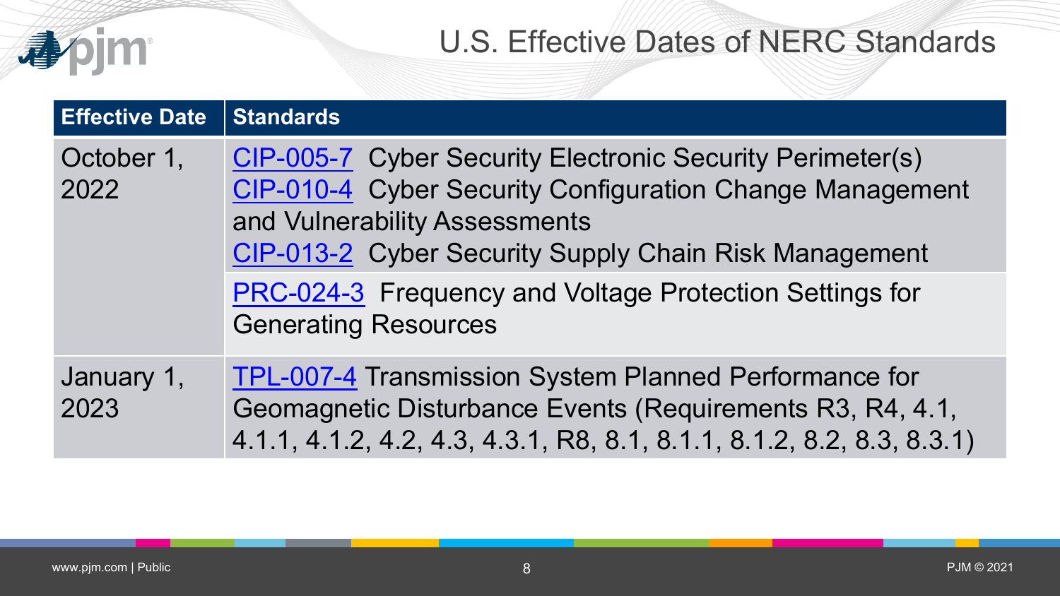# U.S. Effective Dates of NERC Standards

| Effective Date | Standards |
| --- | --- |
| October 1, 2022 | CIP-005-7 Cyber Security Electronic Security Perimeter(s)<br>CIP-010-4 Cyber Security Configuration Change Management and Vulnerability Assessments<br>CIP-013-2 Cyber Security Supply Chain Risk Management |
| | PRC-024-3 Frequency and Voltage Protection Settings for Generating Resources |
| January 1, 2023 | TPL-007-4 Transmission System Planned Performance for Geomagnetic Disturbance Events (Requirements R3, R4, 4.1, 4.1.1, 4.1.2, 4.2, 4.3, 4.3.1, R8, 8.1, 8.1.1, 8.1.2, 8.2, 8.3, 8.3.1) |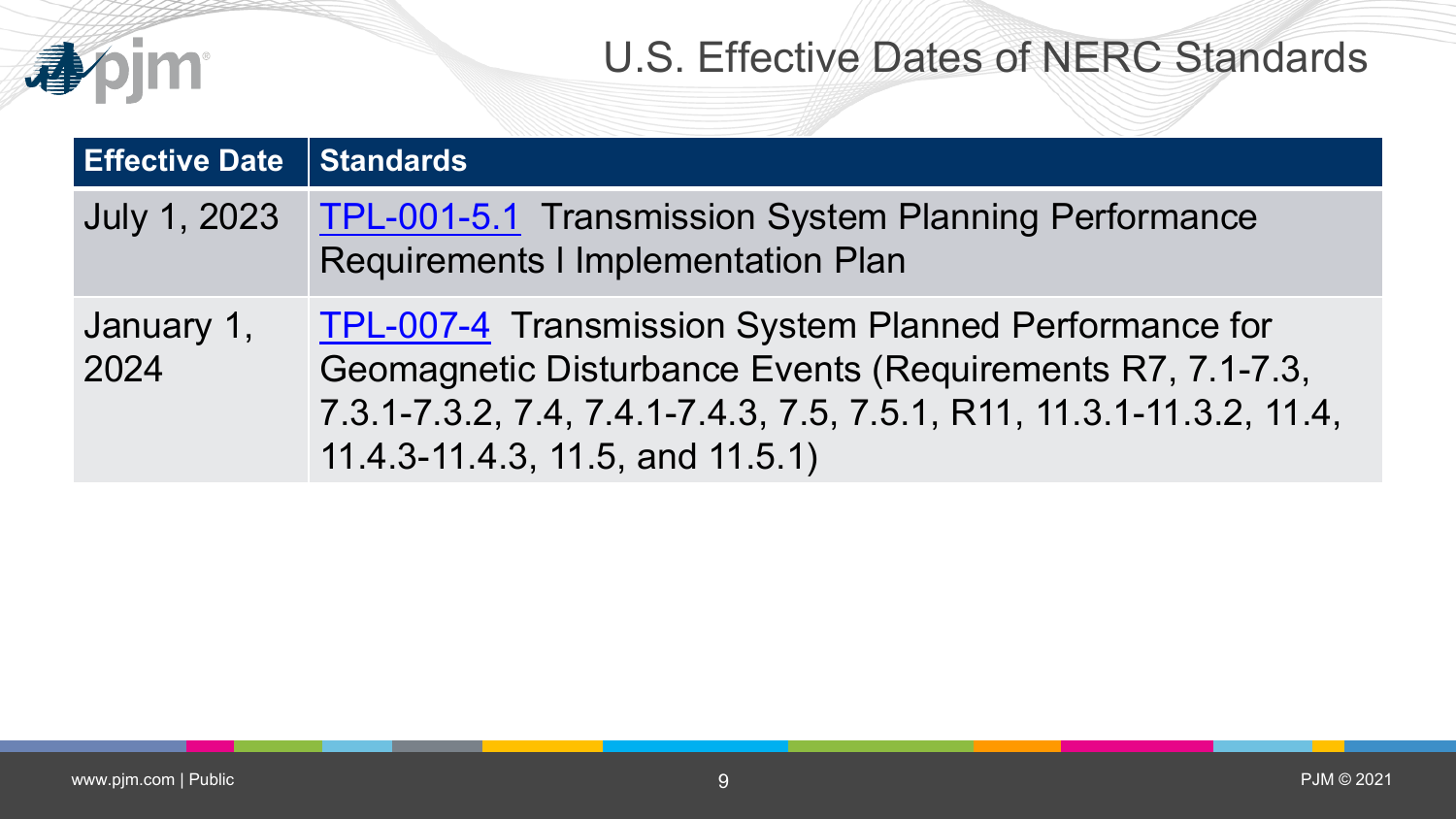# U.S. Effective Dates of NERC Standards

| Effective Date | Standards |
|---|---|
| July 1, 2023 | TPL-001-5.1 Transmission System Planning Performance Requirements I Implementation Plan |
| January 1, 2024 | TPL-007-4 Transmission System Planned Performance for Geomagnetic Disturbance Events (Requirements R7, 7.1-7.3, 7.3.1-7.3.2, 7.4, 7.4.1-7.4.3, 7.5, 7.5.1, R11, 11.3.1-11.3.2, 11.4, 11.4.3-11.4.3, 11.5, and 11.5.1) |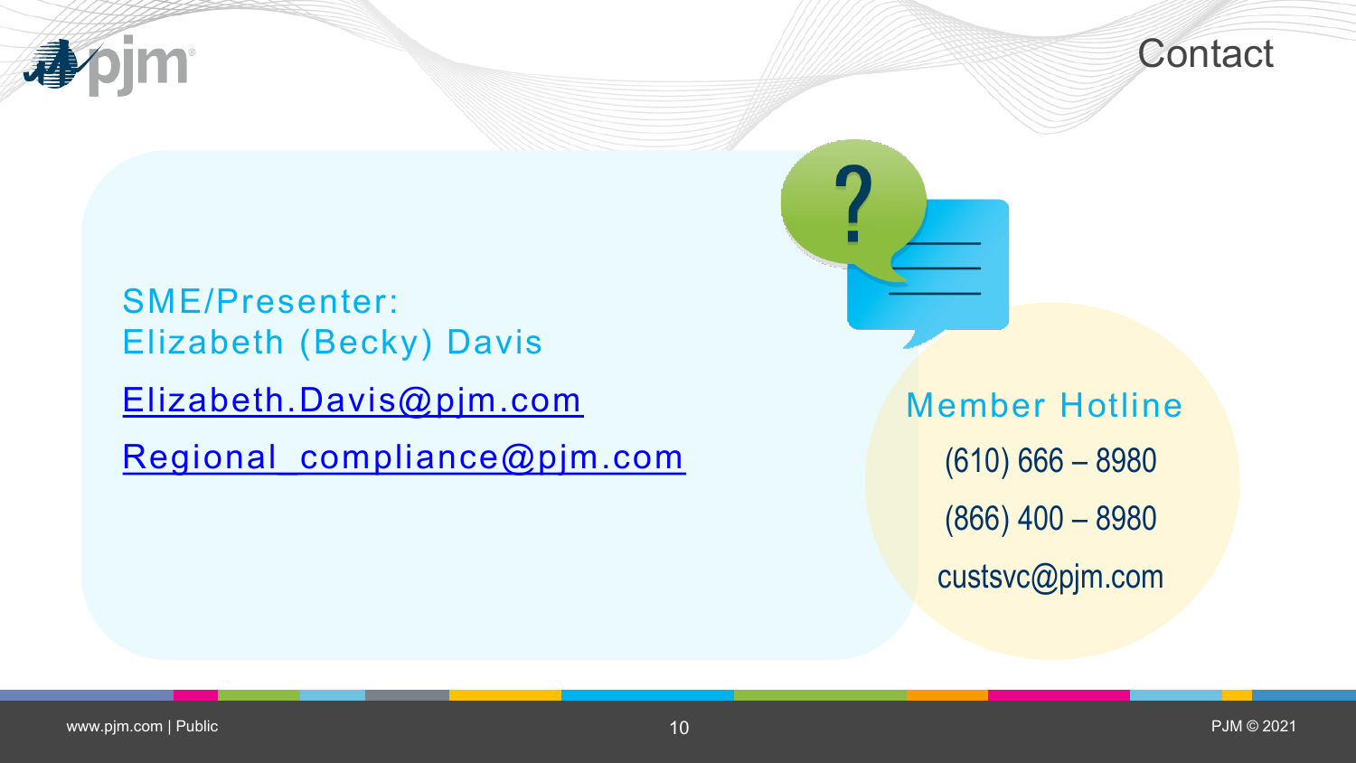# Contact

SME/Presenter:
Elizabeth (Becky) Davis

Elizabeth.Davis@pjm.com

Regional_compliance@pjm.com

Member Hotline

(610) 666 – 8980

(866) 400 – 8980

custsvc@pjm.com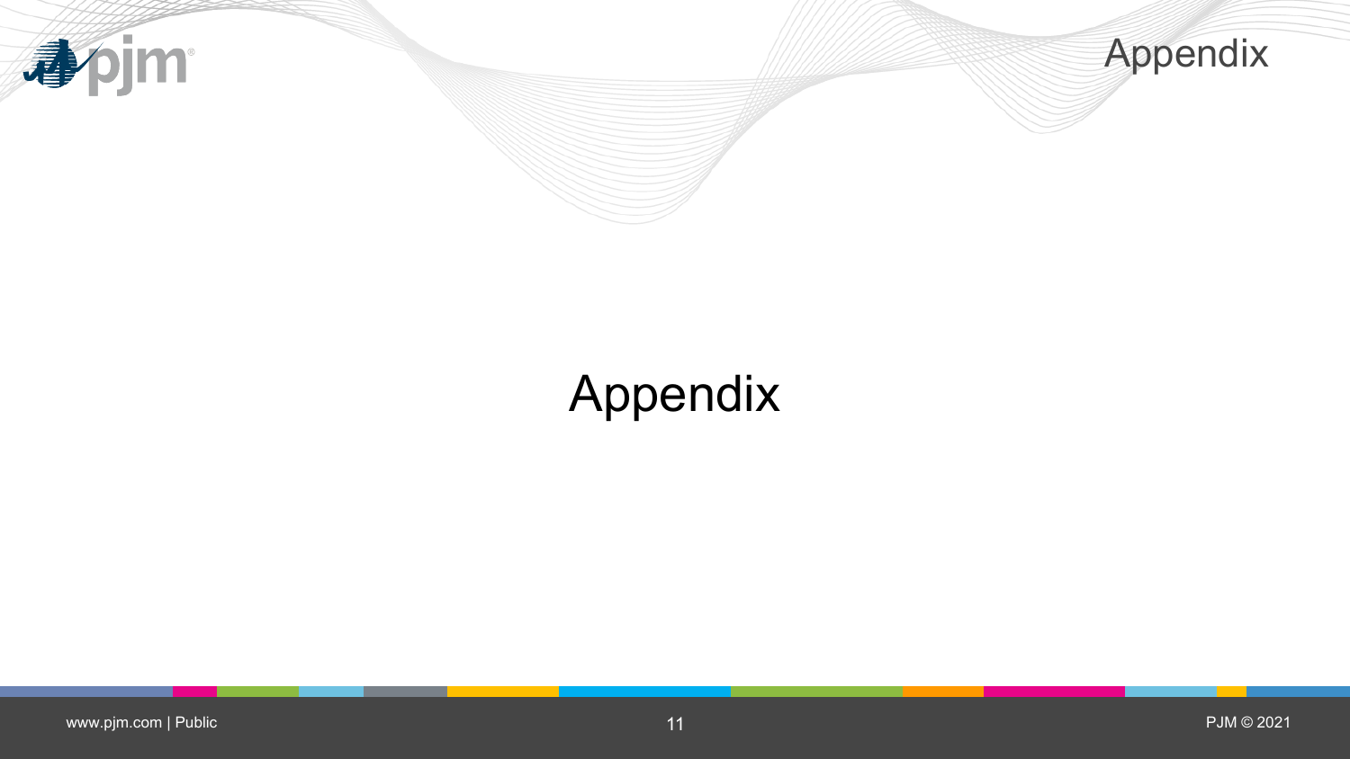# Appendix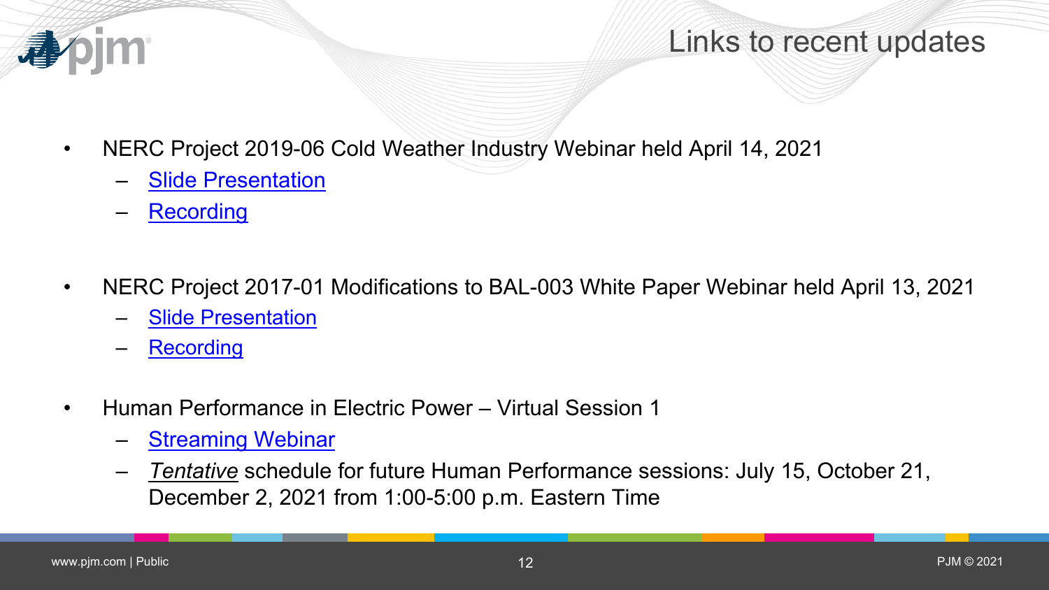# Links to recent updates

- NERC Project 2019-06 Cold Weather Industry Webinar held April 14, 2021
  - Slide Presentation
  - Recording
- NERC Project 2017-01 Modifications to BAL-003 White Paper Webinar held April 13, 2021
  - Slide Presentation
  - Recording
- Human Performance in Electric Power – Virtual Session 1
  - Streaming Webinar
  - *Tentative* schedule for future Human Performance sessions: July 15, October 21, December 2, 2021 from 1:00-5:00 p.m. Eastern Time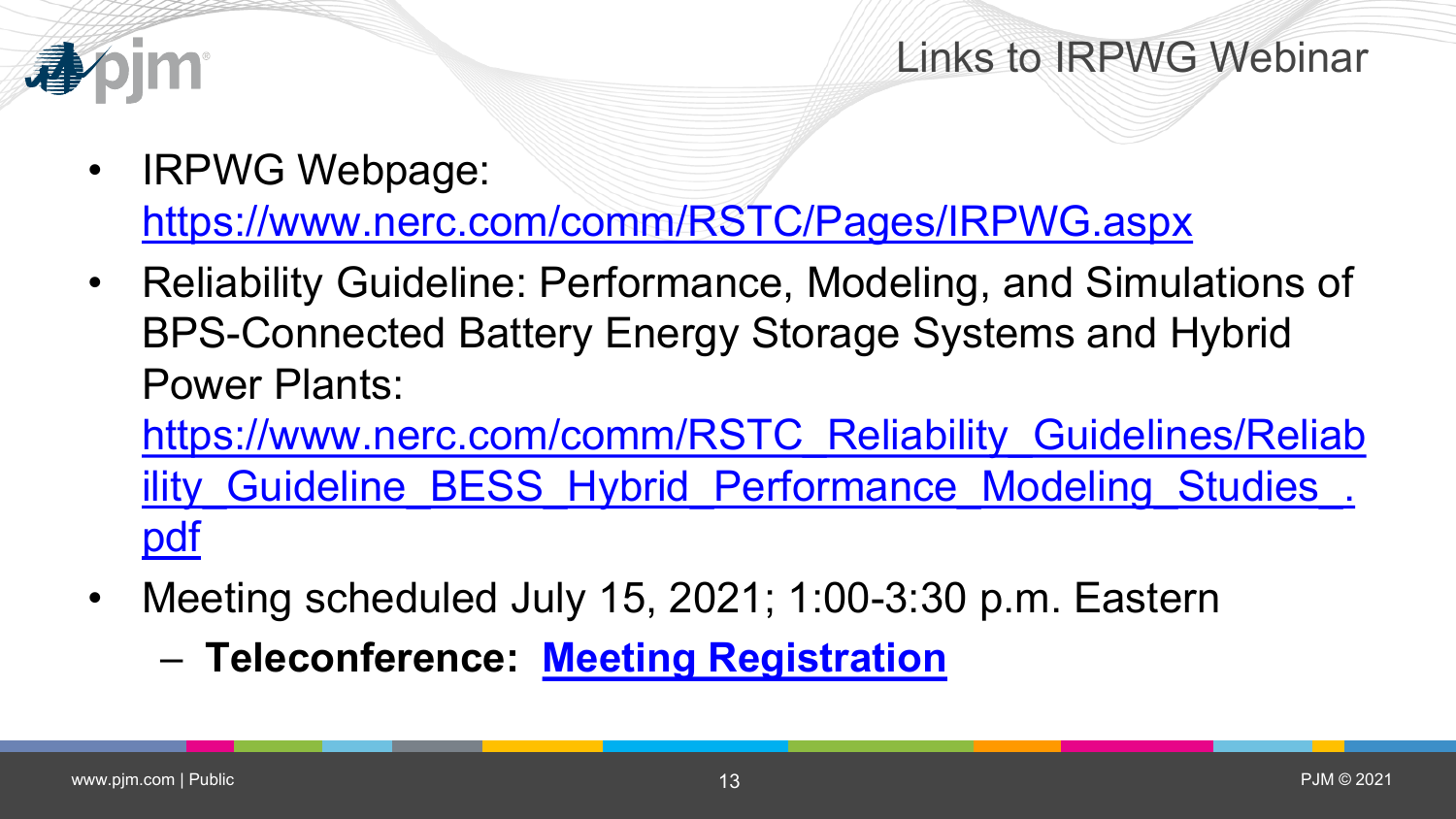# Links to IRPWG Webinar

- IRPWG Webpage: https://www.nerc.com/comm/RSTC/Pages/IRPWG.aspx
- Reliability Guideline: Performance, Modeling, and Simulations of BPS-Connected Battery Energy Storage Systems and Hybrid Power Plants: https://www.nerc.com/comm/RSTC_Reliability_Guidelines/Reliability_Guideline_BESS_Hybrid_Performance_Modeling_Studies_.pdf
- Meeting scheduled July 15, 2021; 1:00-3:30 p.m. Eastern
  - **Teleconference:** **Meeting Registration**